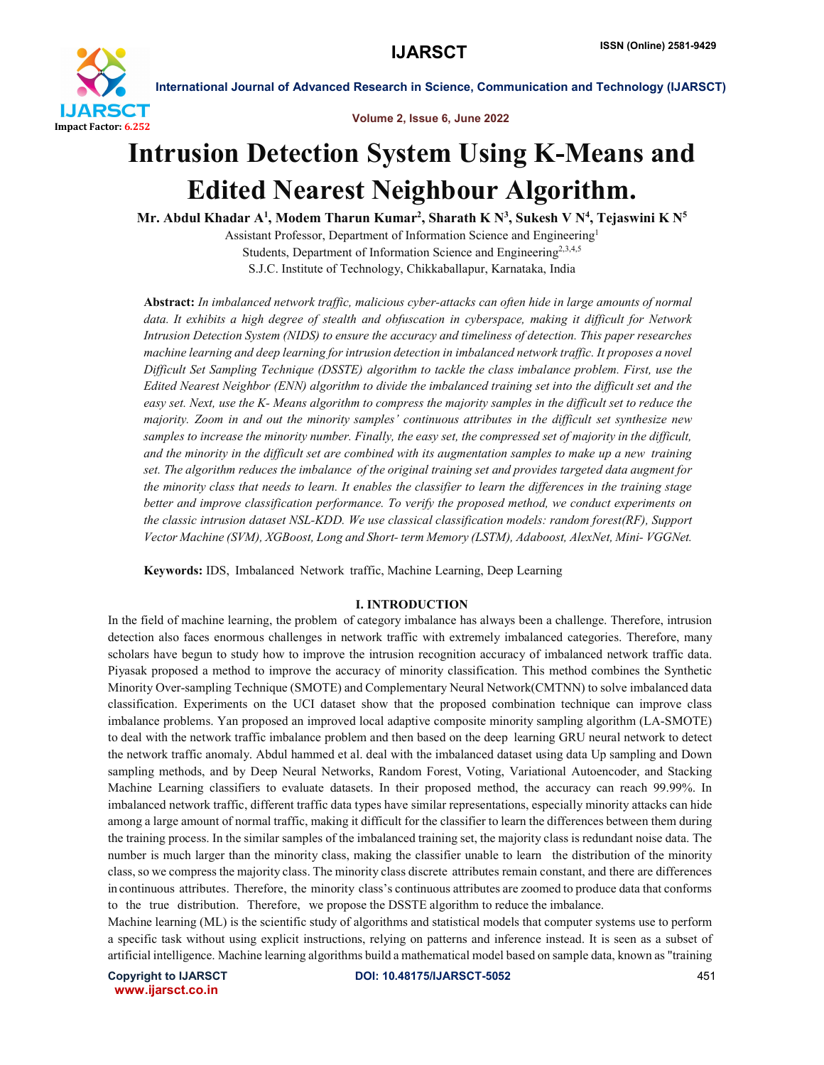# Intrusion Detection System Using K-Means and Edited Nearest Neighbour Algorithm.

**Mr. Abdul Khadar A[1], Modem Tharun Kumar[2], Sharath K N[3], Sukesh V N[4], Tejaswini K N[5]**

Assistant Professor, Department of Information Science and Engineering[1]

Students, Department of Information Science and Engineering[2,3,4,5]

S.J.C. Institute of Technology, Chikkaballapur, Karnataka, India

**Abstract:** *In imbalanced network traffic, malicious cyber-attacks can often hide in large amounts of normal data. It exhibits a high degree of stealth and obfuscation in cyberspace, making it difficult for Network Intrusion Detection System (NIDS) to ensure the accuracy and timeliness of detection. This paper researches machine learning and deep learning for intrusion detection in imbalanced network traffic. It proposes a novel Difficult Set Sampling Technique (DSSTE) algorithm to tackle the class imbalance problem. First, use the Edited Nearest Neighbor (ENN) algorithm to divide the imbalanced training set into the difficult set and the easy set. Next, use the K- Means algorithm to compress the majority samples in the difficult set to reduce the majority. Zoom in and out the minority samples' continuous attributes in the difficult set synthesize new samples to increase the minority number. Finally, the easy set, the compressed set of majority in the difficult, and the minority in the difficult set are combined with its augmentation samples to make up a new training set. The algorithm reduces the imbalance of the original training set and provides targeted data augment for the minority class that needs to learn. It enables the classifier to learn the differences in the training stage better and improve classification performance. To verify the proposed method, we conduct experiments on the classic intrusion dataset NSL-KDD. We use classical classification models: random forest(RF), Support Vector Machine (SVM), XGBoost, Long and Short- term Memory (LSTM), Adaboost, AlexNet, Mini- VGGNet.*

**Keywords:** IDS, Imbalanced Network traffic, Machine Learning, Deep Learning

## I. INTRODUCTION

In the field of machine learning, the problem of category imbalance has always been a challenge. Therefore, intrusion detection also faces enormous challenges in network traffic with extremely imbalanced categories. Therefore, many scholars have begun to study how to improve the intrusion recognition accuracy of imbalanced network traffic data. Piyasak proposed a method to improve the accuracy of minority classification. This method combines the Synthetic Minority Over-sampling Technique (SMOTE) and Complementary Neural Network(CMTNN) to solve imbalanced data classification. Experiments on the UCI dataset show that the proposed combination technique can improve class imbalance problems. Yan proposed an improved local adaptive composite minority sampling algorithm (LA-SMOTE) to deal with the network traffic imbalance problem and then based on the deep learning GRU neural network to detect the network traffic anomaly. Abdul hammed et al. deal with the imbalanced dataset using data Up sampling and Down sampling methods, and by Deep Neural Networks, Random Forest, Voting, Variational Autoencoder, and Stacking Machine Learning classifiers to evaluate datasets. In their proposed method, the accuracy can reach 99.99%. In imbalanced network traffic, different traffic data types have similar representations, especially minority attacks can hide among a large amount of normal traffic, making it difficult for the classifier to learn the differences between them during the training process. In the similar samples of the imbalanced training set, the majority class is redundant noise data. The number is much larger than the minority class, making the classifier unable to learn the distribution of the minority class, so we compress the majority class. The minority class discrete attributes remain constant, and there are differences in continuous attributes. Therefore, the minority class's continuous attributes are zoomed to produce data that conforms to the true distribution. Therefore, we propose the DSSTE algorithm to reduce the imbalance.

Machine learning (ML) is the scientific study of algorithms and statistical models that computer systems use to perform a specific task without using explicit instructions, relying on patterns and inference instead. It is seen as a subset of artificial intelligence. Machine learning algorithms build a mathematical model based on sample data, known as "training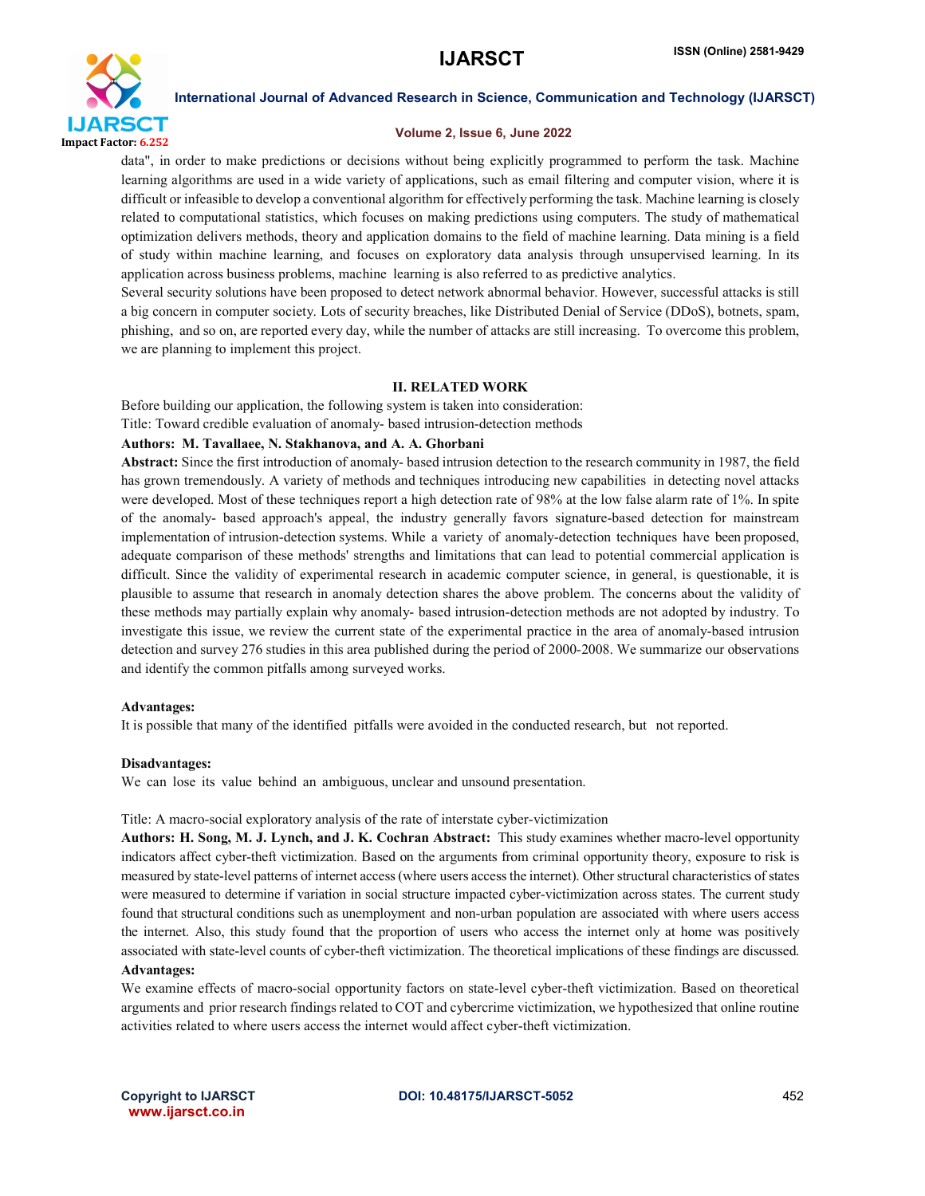data", in order to make predictions or decisions without being explicitly programmed to perform the task. Machine learning algorithms are used in a wide variety of applications, such as email filtering and computer vision, where it is difficult or infeasible to develop a conventional algorithm for effectively performing the task. Machine learning is closely related to computational statistics, which focuses on making predictions using computers. The study of mathematical optimization delivers methods, theory and application domains to the field of machine learning. Data mining is a field of study within machine learning, and focuses on exploratory data analysis through unsupervised learning. In its application across business problems, machine learning is also referred to as predictive analytics.

Several security solutions have been proposed to detect network abnormal behavior. However, successful attacks is still a big concern in computer society. Lots of security breaches, like Distributed Denial of Service (DDoS), botnets, spam, phishing, and so on, are reported every day, while the number of attacks are still increasing. To overcome this problem, we are planning to implement this project.

## II. RELATED WORK

Before building our application, the following system is taken into consideration:

Title: Toward credible evaluation of anomaly- based intrusion-detection methods

**Authors: M. Tavallaee, N. Stakhanova, and A. A. Ghorbani**

**Abstract:** Since the first introduction of anomaly- based intrusion detection to the research community in 1987, the field has grown tremendously. A variety of methods and techniques introducing new capabilities in detecting novel attacks were developed. Most of these techniques report a high detection rate of 98% at the low false alarm rate of 1%. In spite of the anomaly- based approach's appeal, the industry generally favors signature-based detection for mainstream implementation of intrusion-detection systems. While a variety of anomaly-detection techniques have been proposed, adequate comparison of these methods' strengths and limitations that can lead to potential commercial application is difficult. Since the validity of experimental research in academic computer science, in general, is questionable, it is plausible to assume that research in anomaly detection shares the above problem. The concerns about the validity of these methods may partially explain why anomaly- based intrusion-detection methods are not adopted by industry. To investigate this issue, we review the current state of the experimental practice in the area of anomaly-based intrusion detection and survey 276 studies in this area published during the period of 2000-2008. We summarize our observations and identify the common pitfalls among surveyed works.

**Advantages:**

It is possible that many of the identified pitfalls were avoided in the conducted research, but not reported.

**Disadvantages:**

We can lose its value behind an ambiguous, unclear and unsound presentation.

Title: A macro-social exploratory analysis of the rate of interstate cyber-victimization

**Authors: H. Song, M. J. Lynch, and J. K. Cochran Abstract:** This study examines whether macro-level opportunity indicators affect cyber-theft victimization. Based on the arguments from criminal opportunity theory, exposure to risk is measured by state-level patterns of internet access (where users access the internet). Other structural characteristics of states were measured to determine if variation in social structure impacted cyber-victimization across states. The current study found that structural conditions such as unemployment and non-urban population are associated with where users access the internet. Also, this study found that the proportion of users who access the internet only at home was positively associated with state-level counts of cyber-theft victimization. The theoretical implications of these findings are discussed.

**Advantages:**

We examine effects of macro-social opportunity factors on state-level cyber-theft victimization. Based on theoretical arguments and prior research findings related to COT and cybercrime victimization, we hypothesized that online routine activities related to where users access the internet would affect cyber-theft victimization.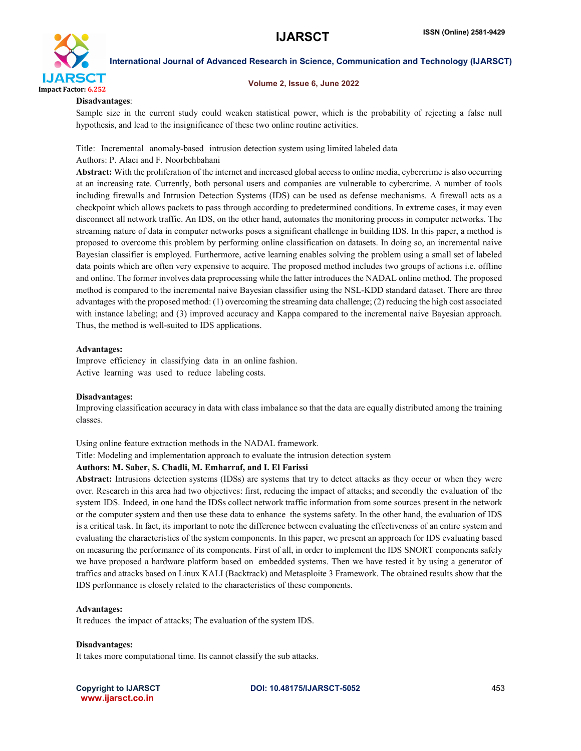**Disadvantages**:

Sample size in the current study could weaken statistical power, which is the probability of rejecting a false null hypothesis, and lead to the insignificance of these two online routine activities.

Title: Incremental anomaly-based intrusion detection system using limited labeled data

Authors: P. Alaei and F. Noorbehbahani

**Abstract:** With the proliferation of the internet and increased global access to online media, cybercrime is also occurring at an increasing rate. Currently, both personal users and companies are vulnerable to cybercrime. A number of tools including firewalls and Intrusion Detection Systems (IDS) can be used as defense mechanisms. A firewall acts as a checkpoint which allows packets to pass through according to predetermined conditions. In extreme cases, it may even disconnect all network traffic. An IDS, on the other hand, automates the monitoring process in computer networks. The streaming nature of data in computer networks poses a significant challenge in building IDS. In this paper, a method is proposed to overcome this problem by performing online classification on datasets. In doing so, an incremental naive Bayesian classifier is employed. Furthermore, active learning enables solving the problem using a small set of labeled data points which are often very expensive to acquire. The proposed method includes two groups of actions i.e. offline and online. The former involves data preprocessing while the latter introduces the NADAL online method. The proposed method is compared to the incremental naive Bayesian classifier using the NSL-KDD standard dataset. There are three advantages with the proposed method: (1) overcoming the streaming data challenge; (2) reducing the high cost associated with instance labeling; and (3) improved accuracy and Kappa compared to the incremental naive Bayesian approach. Thus, the method is well-suited to IDS applications.

**Advantages:**

Improve efficiency in classifying data in an online fashion.

Active learning was used to reduce labeling costs.

**Disadvantages:**

Improving classification accuracy in data with class imbalance so that the data are equally distributed among the training classes.

Using online feature extraction methods in the NADAL framework.

Title: Modeling and implementation approach to evaluate the intrusion detection system

**Authors: M. Saber, S. Chadli, M. Emharraf, and I. El Farissi**

**Abstract:** Intrusions detection systems (IDSs) are systems that try to detect attacks as they occur or when they were over. Research in this area had two objectives: first, reducing the impact of attacks; and secondly the evaluation of the system IDS. Indeed, in one hand the IDSs collect network traffic information from some sources present in the network or the computer system and then use these data to enhance the systems safety. In the other hand, the evaluation of IDS is a critical task. In fact, its important to note the difference between evaluating the effectiveness of an entire system and evaluating the characteristics of the system components. In this paper, we present an approach for IDS evaluating based on measuring the performance of its components. First of all, in order to implement the IDS SNORT components safely we have proposed a hardware platform based on embedded systems. Then we have tested it by using a generator of traffics and attacks based on Linux KALI (Backtrack) and Metasploite 3 Framework. The obtained results show that the IDS performance is closely related to the characteristics of these components.

**Advantages:**

It reduces the impact of attacks; The evaluation of the system IDS.

**Disadvantages:**

It takes more computational time. Its cannot classify the sub attacks.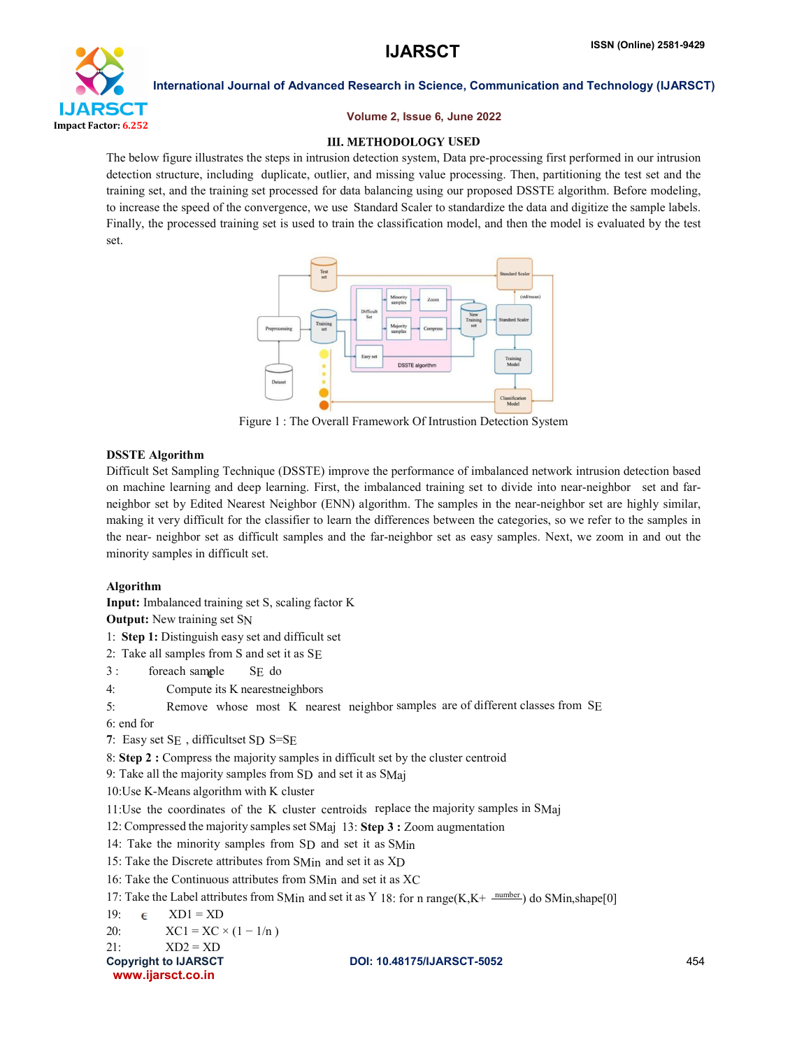### III. METHODOLOGY USED

The below figure illustrates the steps in intrusion detection system, Data pre-processing first performed in our intrusion detection structure, including duplicate, outlier, and missing value processing. Then, partitioning the test set and the training set, and the training set processed for data balancing using our proposed DSSTE algorithm. Before modeling, to increase the speed of the convergence, we use Standard Scaler to standardize the data and digitize the sample labels. Finally, the processed training set is used to train the classification model, and then the model is evaluated by the test set.

Figure 1 : The Overall Framework Of Intrustion Detection System

**DSSTE Algorithm**

Difficult Set Sampling Technique (DSSTE) improve the performance of imbalanced network intrusion detection based on machine learning and deep learning. First, the imbalanced training set to divide into near-neighbor set and far-neighbor set by Edited Nearest Neighbor (ENN) algorithm. The samples in the near-neighbor set are highly similar, making it very difficult for the classifier to learn the differences between the categories, so we refer to the samples in the near- neighbor set as difficult samples and the far-neighbor set as easy samples. Next, we zoom in and out the minority samples in difficult set.

**Algorithm**

**Input:** Imbalanced training set S, scaling factor K

**Output:** New training set $S_N$

1: **Step 1:** Distinguish easy set and difficult set

2: Take all samples from S and set it as $S_E$

3 : foreach sample $\in$ $S_E$ do

4: Compute its K nearestneighbors

5: Remove whose most K nearest neighbor samples are of different classes from $S_E$

6: end for

**7**: Easy set $S_E$ , difficultset $S_D$ $S=S_E$

8: **Step 2 :** Compress the majority samples in difficult set by the cluster centroid

9: Take all the majority samples from $S_D$ and set it as $S_{Maj}$

10:Use K-Means algorithm with K cluster

11:Use the coordinates of the K cluster centroids replace the majority samples in $S_{Maj}$

12: Compressed the majority samples set $S_{Maj}$ 13: **Step 3 :** Zoom augmentation

14: Take the minority samples from $S_D$ and set it as $S_{Min}$

15: Take the Discrete attributes from $S_{Min}$ and set it as $X_D$

16: Take the Continuous attributes from $S_{Min}$ and set it as $X_C$

17: Take the Label attributes from $S_{Min}$ and set it as Y 18: for n range(K,K+ $\frac{number}{}$) do $S_{Min}$,shape[0]

19: $X_{D1} = X_D$

20: $X_{C1} = X_C \times (1 - 1/n)$

21: $X_{D2} = X_D$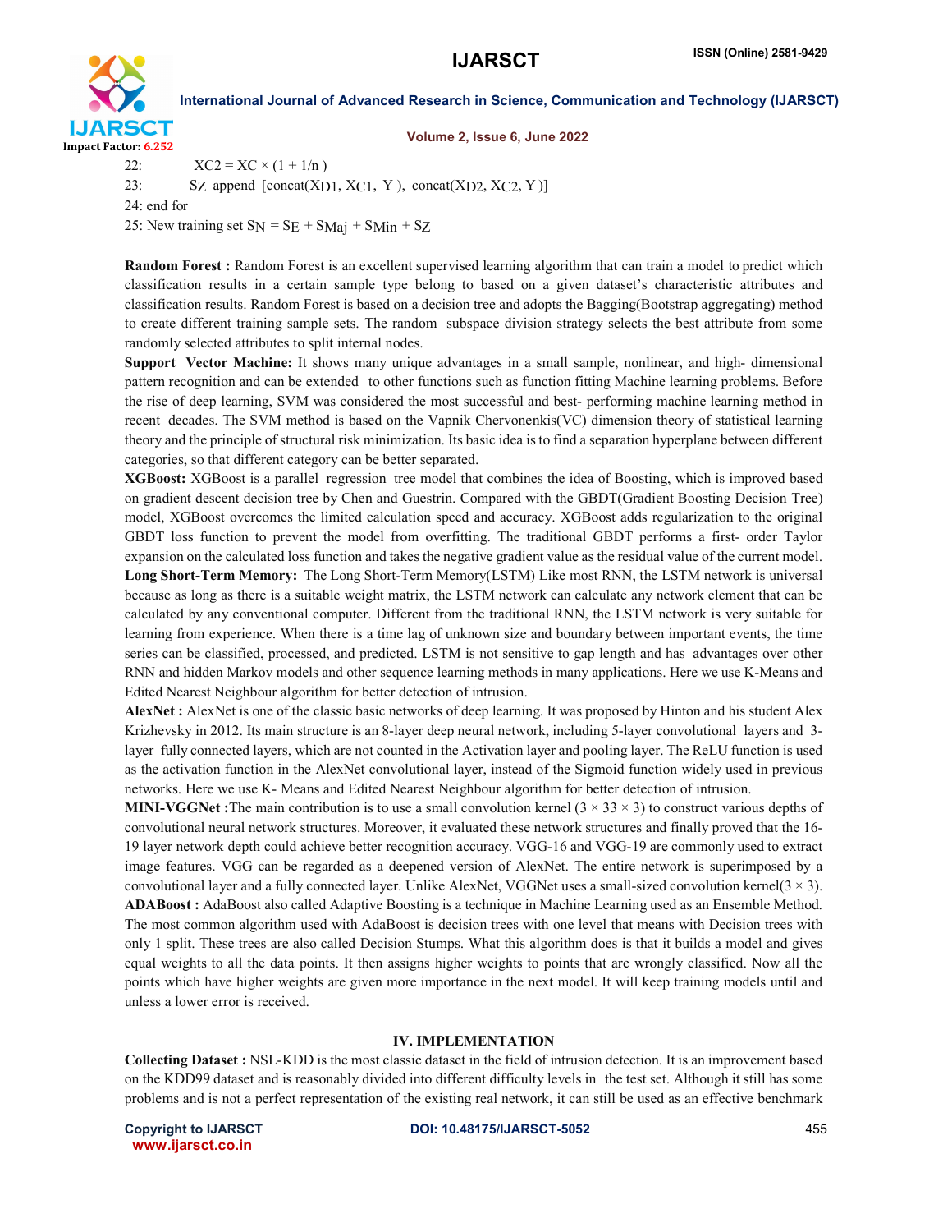22: $X_{C2} = X_C \times (1 + 1/n)$

23: $S_Z$ append $[concat(X_{D1}, X_{C1}, Y), concat(X_{D2}, X_{C2}, Y)]$

24: end for

25: New training set $S_N = S_E + S_{Maj} + S_{Min} + S_Z$

**Random Forest :** Random Forest is an excellent supervised learning algorithm that can train a model to predict which classification results in a certain sample type belong to based on a given dataset's characteristic attributes and classification results. Random Forest is based on a decision tree and adopts the Bagging(Bootstrap aggregating) method to create different training sample sets. The random subspace division strategy selects the best attribute from some randomly selected attributes to split internal nodes.

**Support Vector Machine:** It shows many unique advantages in a small sample, nonlinear, and high- dimensional pattern recognition and can be extended to other functions such as function fitting Machine learning problems. Before the rise of deep learning, SVM was considered the most successful and best- performing machine learning method in recent decades. The SVM method is based on the Vapnik Chervonenkis(VC) dimension theory of statistical learning theory and the principle of structural risk minimization. Its basic idea is to find a separation hyperplane between different categories, so that different category can be better separated.

**XGBoost:** XGBoost is a parallel regression tree model that combines the idea of Boosting, which is improved based on gradient descent decision tree by Chen and Guestrin. Compared with the GBDT(Gradient Boosting Decision Tree) model, XGBoost overcomes the limited calculation speed and accuracy. XGBoost adds regularization to the original GBDT loss function to prevent the model from overfitting. The traditional GBDT performs a first- order Taylor expansion on the calculated loss function and takes the negative gradient value as the residual value of the current model.

**Long Short-Term Memory:** The Long Short-Term Memory(LSTM) Like most RNN, the LSTM network is universal because as long as there is a suitable weight matrix, the LSTM network can calculate any network element that can be calculated by any conventional computer. Different from the traditional RNN, the LSTM network is very suitable for learning from experience. When there is a time lag of unknown size and boundary between important events, the time series can be classified, processed, and predicted. LSTM is not sensitive to gap length and has advantages over other RNN and hidden Markov models and other sequence learning methods in many applications. Here we use K-Means and Edited Nearest Neighbour algorithm for better detection of intrusion.

**AlexNet :** AlexNet is one of the classic basic networks of deep learning. It was proposed by Hinton and his student Alex Krizhevsky in 2012. Its main structure is an 8-layer deep neural network, including 5-layer convolutional layers and 3-layer fully connected layers, which are not counted in the Activation layer and pooling layer. The ReLU function is used as the activation function in the AlexNet convolutional layer, instead of the Sigmoid function widely used in previous networks. Here we use K- Means and Edited Nearest Neighbour algorithm for better detection of intrusion.

**MINI-VGGNet :**The main contribution is to use a small convolution kernel ($3 \times 33 \times 3$) to construct various depths of convolutional neural network structures. Moreover, it evaluated these network structures and finally proved that the 16-19 layer network depth could achieve better recognition accuracy. VGG-16 and VGG-19 are commonly used to extract image features. VGG can be regarded as a deepened version of AlexNet. The entire network is superimposed by a convolutional layer and a fully connected layer. Unlike AlexNet, VGGNet uses a small-sized convolution kernel($3 \times 3$).

**ADABoost :** AdaBoost also called Adaptive Boosting is a technique in Machine Learning used as an Ensemble Method. The most common algorithm used with AdaBoost is decision trees with one level that means with Decision trees with only 1 split. These trees are also called Decision Stumps. What this algorithm does is that it builds a model and gives equal weights to all the data points. It then assigns higher weights to points that are wrongly classified. Now all the points which have higher weights are given more importance in the next model. It will keep training models until and unless a lower error is received.

## IV. IMPLEMENTATION

**Collecting Dataset :** NSL-KDD is the most classic dataset in the field of intrusion detection. It is an improvement based on the KDD99 dataset and is reasonably divided into different difficulty levels in the test set. Although it still has some problems and is not a perfect representation of the existing real network, it can still be used as an effective benchmark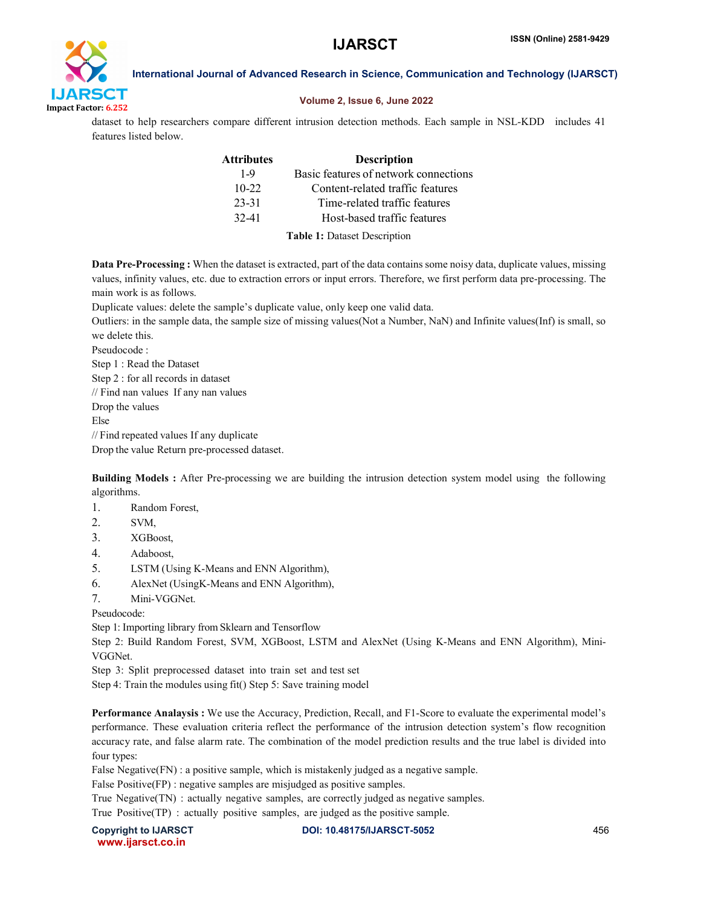dataset to help researchers compare different intrusion detection methods. Each sample in NSL-KDD includes 41 features listed below.

| Attributes | Description |
|---|---|
| 1-9 | Basic features of network connections |
| 10-22 | Content-related traffic features |
| 23-31 | Time-related traffic features |
| 32-41 | Host-based traffic features |

**Table 1:** Dataset Description

**Data Pre-Processing :** When the dataset is extracted, part of the data contains some noisy data, duplicate values, missing values, infinity values, etc. due to extraction errors or input errors. Therefore, we first perform data pre-processing. The main work is as follows.

Duplicate values: delete the sample's duplicate value, only keep one valid data.

Outliers: in the sample data, the sample size of missing values(Not a Number, NaN) and Infinite values(Inf) is small, so we delete this.

Pseudocode :

Step 1 : Read the Dataset

Step 2 : for all records in dataset

// Find nan values If any nan values

Drop the values

Else

// Find repeated values If any duplicate

Drop the value Return pre-processed dataset.

**Building Models :** After Pre-processing we are building the intrusion detection system model using the following algorithms.

1. Random Forest,
2. SVM,
3. XGBoost,
4. Adaboost,
5. LSTM (Using K-Means and ENN Algorithm),
6. AlexNet (UsingK-Means and ENN Algorithm),
7. Mini-VGGNet.

Pseudocode:

Step 1: Importing library from Sklearn and Tensorflow

Step 2: Build Random Forest, SVM, XGBoost, LSTM and AlexNet (Using K-Means and ENN Algorithm), Mini-VGGNet.

Step 3: Split preprocessed dataset into train set and test set

Step 4: Train the modules using fit() Step 5: Save training model

**Performance Analaysis :** We use the Accuracy, Prediction, Recall, and F1-Score to evaluate the experimental model's performance. These evaluation criteria reflect the performance of the intrusion detection system's flow recognition accuracy rate, and false alarm rate. The combination of the model prediction results and the true label is divided into four types:

False Negative(FN) : a positive sample, which is mistakenly judged as a negative sample.

False Positive(FP) : negative samples are misjudged as positive samples.

True Negative(TN) : actually negative samples, are correctly judged as negative samples.

True Positive(TP) : actually positive samples, are judged as the positive sample.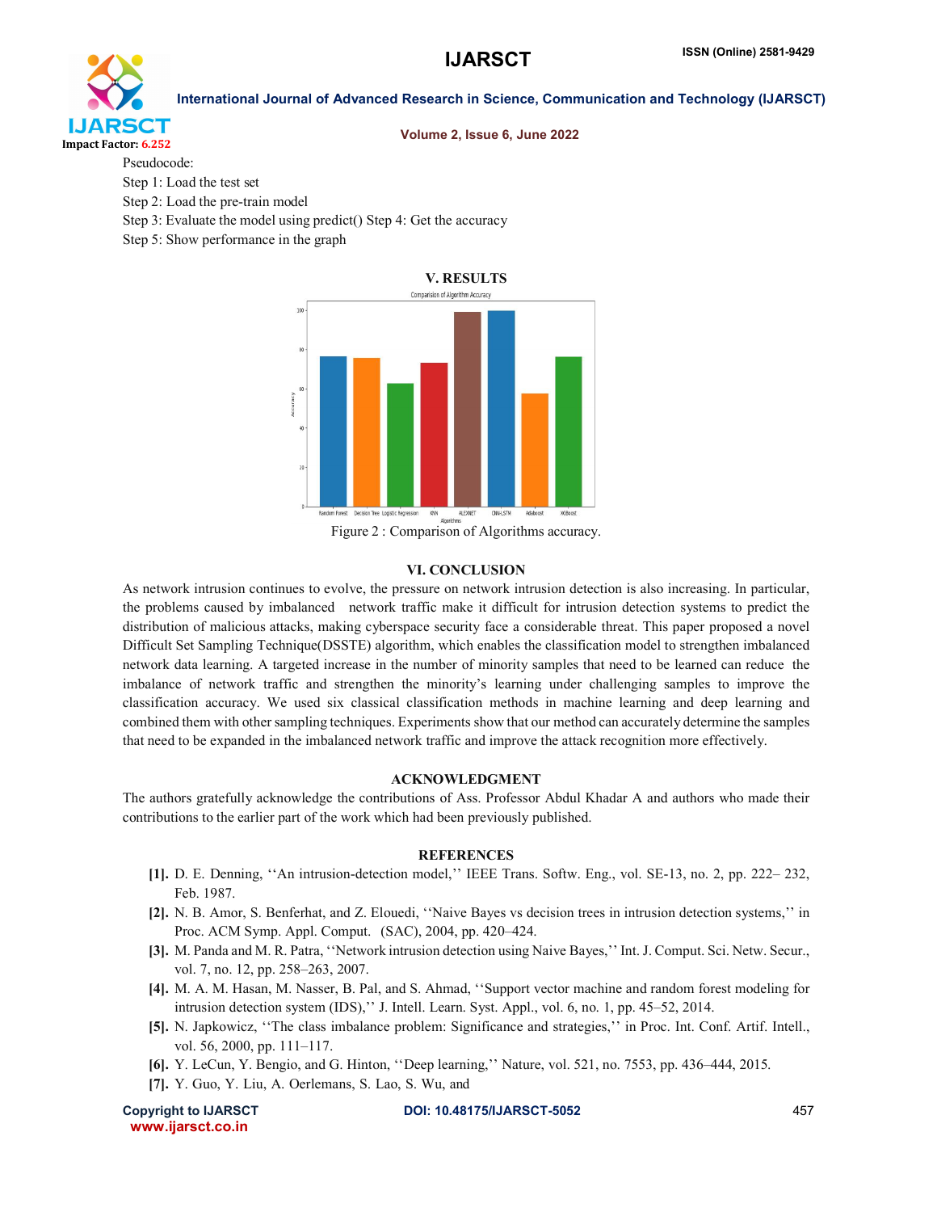Pseudocode:

Step 1: Load the test set

Step 2: Load the pre-train model

Step 3: Evaluate the model using predict() Step 4: Get the accuracy

Step 5: Show performance in the graph

## V. RESULTS

Figure 2 : Comparison of Algorithms accuracy.

## VI. CONCLUSION

As network intrusion continues to evolve, the pressure on network intrusion detection is also increasing. In particular, the problems caused by imbalanced network traffic make it difficult for intrusion detection systems to predict the distribution of malicious attacks, making cyberspace security face a considerable threat. This paper proposed a novel Difficult Set Sampling Technique(DSSTE) algorithm, which enables the classification model to strengthen imbalanced network data learning. A targeted increase in the number of minority samples that need to be learned can reduce the imbalance of network traffic and strengthen the minority's learning under challenging samples to improve the classification accuracy. We used six classical classification methods in machine learning and deep learning and combined them with other sampling techniques. Experiments show that our method can accurately determine the samples that need to be expanded in the imbalanced network traffic and improve the attack recognition more effectively.

## ACKNOWLEDGMENT

The authors gratefully acknowledge the contributions of Ass. Professor Abdul Khadar A and authors who made their contributions to the earlier part of the work which had been previously published.

## REFERENCES

- **[1].** D. E. Denning, ''An intrusion-detection model,'' IEEE Trans. Softw. Eng., vol. SE-13, no. 2, pp. 222– 232, Feb. 1987.
- **[2].** N. B. Amor, S. Benferhat, and Z. Elouedi, ''Naive Bayes vs decision trees in intrusion detection systems,'' in Proc. ACM Symp. Appl. Comput. (SAC), 2004, pp. 420–424.
- **[3].** M. Panda and M. R. Patra, ''Network intrusion detection using Naive Bayes,'' Int. J. Comput. Sci. Netw. Secur., vol. 7, no. 12, pp. 258–263, 2007.
- **[4].** M. A. M. Hasan, M. Nasser, B. Pal, and S. Ahmad, ''Support vector machine and random forest modeling for intrusion detection system (IDS),'' J. Intell. Learn. Syst. Appl., vol. 6, no. 1, pp. 45–52, 2014.
- **[5].** N. Japkowicz, ''The class imbalance problem: Significance and strategies,'' in Proc. Int. Conf. Artif. Intell., vol. 56, 2000, pp. 111–117.
- **[6].** Y. LeCun, Y. Bengio, and G. Hinton, ''Deep learning,'' Nature, vol. 521, no. 7553, pp. 436–444, 2015.
- **[7].** Y. Guo, Y. Liu, A. Oerlemans, S. Lao, S. Wu, and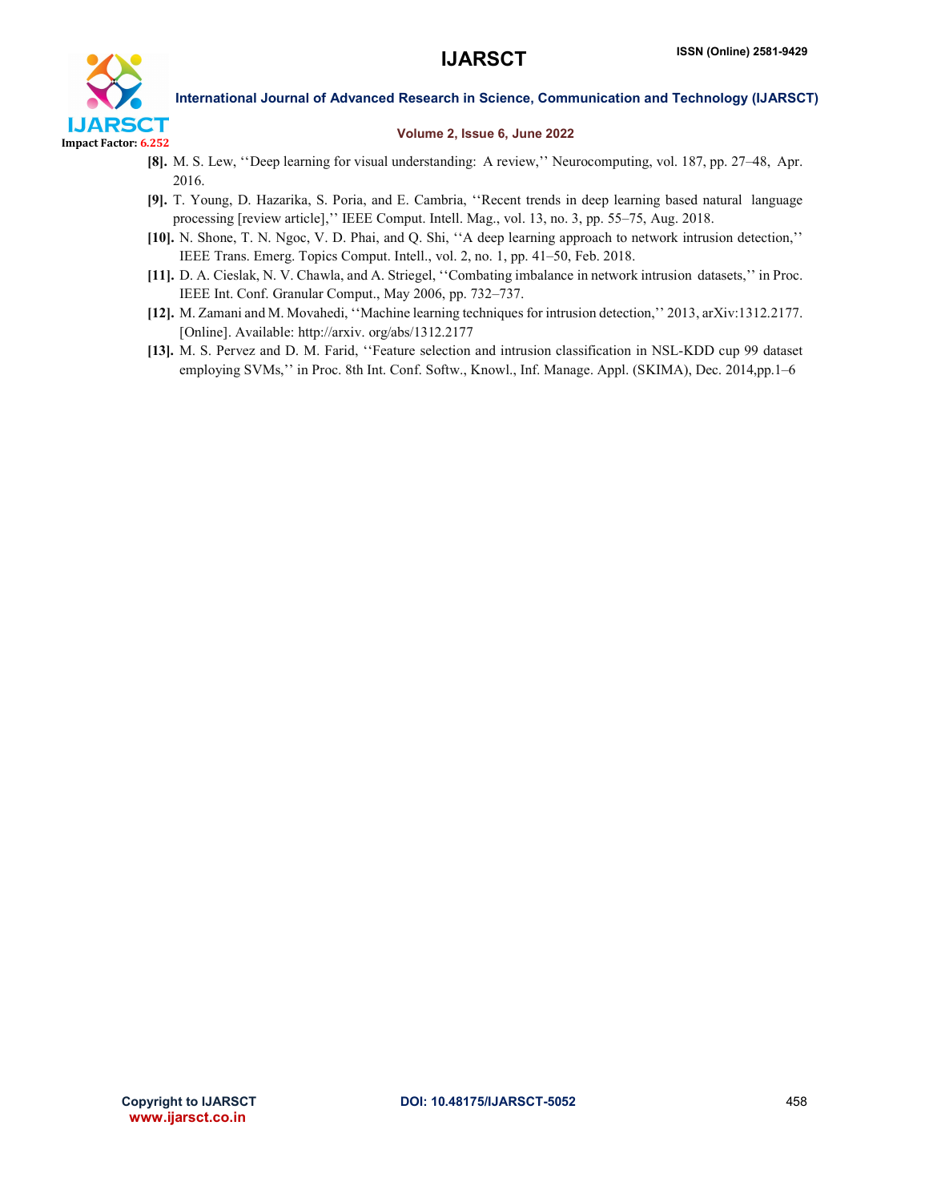**[8].** M. S. Lew, ''Deep learning for visual understanding: A review,'' Neurocomputing, vol. 187, pp. 27–48, Apr. 2016.

**[9].** T. Young, D. Hazarika, S. Poria, and E. Cambria, ''Recent trends in deep learning based natural language processing [review article],'' IEEE Comput. Intell. Mag., vol. 13, no. 3, pp. 55–75, Aug. 2018.

**[10].** N. Shone, T. N. Ngoc, V. D. Phai, and Q. Shi, ''A deep learning approach to network intrusion detection,'' IEEE Trans. Emerg. Topics Comput. Intell., vol. 2, no. 1, pp. 41–50, Feb. 2018.

**[11].** D. A. Cieslak, N. V. Chawla, and A. Striegel, ''Combating imbalance in network intrusion datasets,'' in Proc. IEEE Int. Conf. Granular Comput., May 2006, pp. 732–737.

**[12].** M. Zamani and M. Movahedi, ''Machine learning techniques for intrusion detection,'' 2013, arXiv:1312.2177. [Online]. Available: http://arxiv. org/abs/1312.2177

**[13].** M. S. Pervez and D. M. Farid, ''Feature selection and intrusion classification in NSL-KDD cup 99 dataset employing SVMs,'' in Proc. 8th Int. Conf. Softw., Knowl., Inf. Manage. Appl. (SKIMA), Dec. 2014,pp.1–6